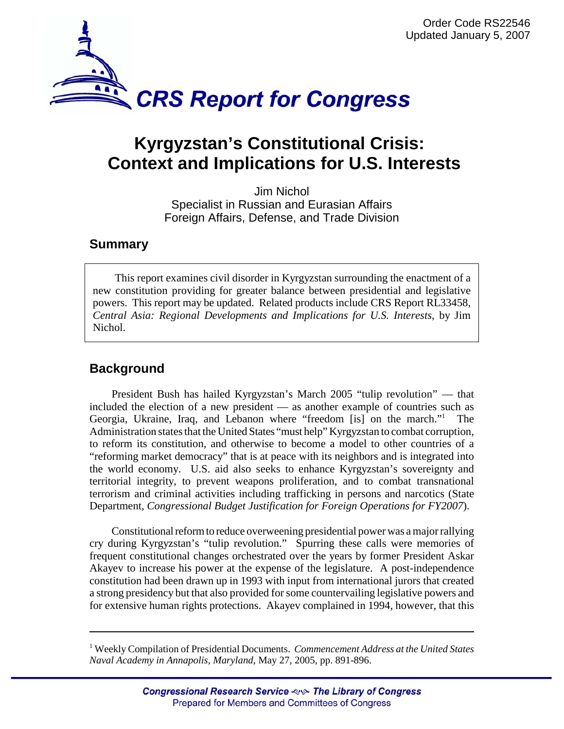Order Code RS22546
Updated January 5, 2007

# CRS Report for Congress

# Kyrgyzstan's Constitutional Crisis: Context and Implications for U.S. Interests

Jim Nichol
Specialist in Russian and Eurasian Affairs
Foreign Affairs, Defense, and Trade Division

## Summary

This report examines civil disorder in Kyrgyzstan surrounding the enactment of a new constitution providing for greater balance between presidential and legislative powers. This report may be updated. Related products include CRS Report RL33458, *Central Asia: Regional Developments and Implications for U.S. Interests*, by Jim Nichol.

## Background

President Bush has hailed Kyrgyzstan's March 2005 "tulip revolution" — that included the election of a new president — as another example of countries such as Georgia, Ukraine, Iraq, and Lebanon where "freedom [is] on the march."[1] The Administration states that the United States "must help" Kyrgyzstan to combat corruption, to reform its constitution, and otherwise to become a model to other countries of a "reforming market democracy" that is at peace with its neighbors and is integrated into the world economy. U.S. aid also seeks to enhance Kyrgyzstan's sovereignty and territorial integrity, to prevent weapons proliferation, and to combat transnational terrorism and criminal activities including trafficking in persons and narcotics (State Department, *Congressional Budget Justification for Foreign Operations for FY2007*).

Constitutional reform to reduce overweening presidential power was a major rallying cry during Kyrgyzstan's "tulip revolution." Spurring these calls were memories of frequent constitutional changes orchestrated over the years by former President Askar Akayev to increase his power at the expense of the legislature. A post-independence constitution had been drawn up in 1993 with input from international jurors that created a strong presidency but that also provided for some countervailing legislative powers and for extensive human rights protections. Akayev complained in 1994, however, that this

---

[1] Weekly Compilation of Presidential Documents. *Commencement Address at the United States Naval Academy in Annapolis, Maryland*, May 27, 2005, pp. 891-896.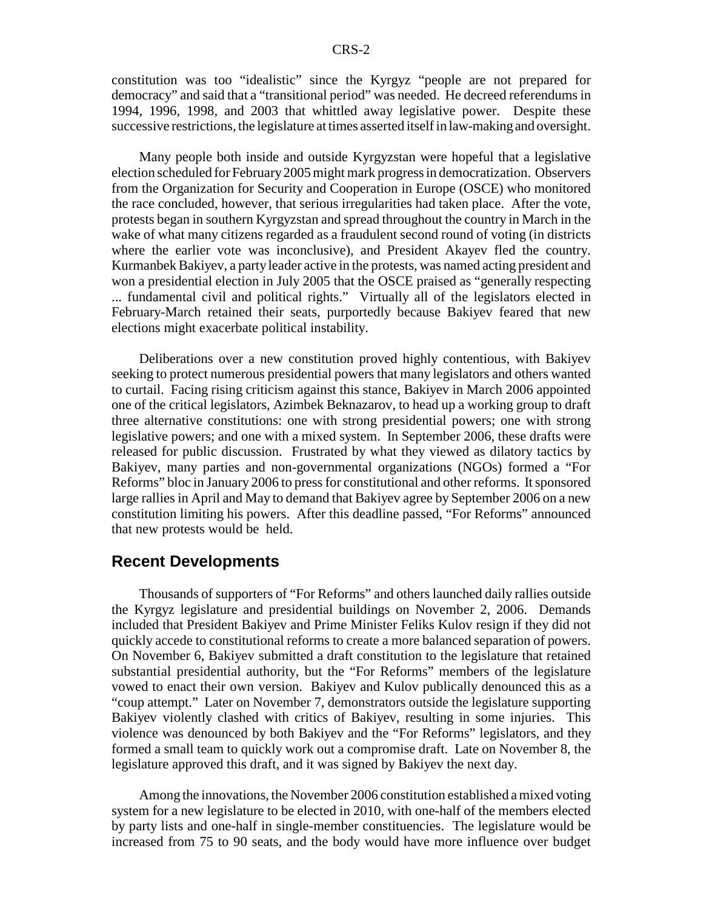constitution was too "idealistic" since the Kyrgyz "people are not prepared for democracy" and said that a "transitional period" was needed. He decreed referendums in 1994, 1996, 1998, and 2003 that whittled away legislative power. Despite these successive restrictions, the legislature at times asserted itself in law-making and oversight.

Many people both inside and outside Kyrgyzstan were hopeful that a legislative election scheduled for February 2005 might mark progress in democratization. Observers from the Organization for Security and Cooperation in Europe (OSCE) who monitored the race concluded, however, that serious irregularities had taken place. After the vote, protests began in southern Kyrgyzstan and spread throughout the country in March in the wake of what many citizens regarded as a fraudulent second round of voting (in districts where the earlier vote was inconclusive), and President Akayev fled the country. Kurmanbek Bakiyev, a party leader active in the protests, was named acting president and won a presidential election in July 2005 that the OSCE praised as "generally respecting ... fundamental civil and political rights." Virtually all of the legislators elected in February-March retained their seats, purportedly because Bakiyev feared that new elections might exacerbate political instability.

Deliberations over a new constitution proved highly contentious, with Bakiyev seeking to protect numerous presidential powers that many legislators and others wanted to curtail. Facing rising criticism against this stance, Bakiyev in March 2006 appointed one of the critical legislators, Azimbek Beknazarov, to head up a working group to draft three alternative constitutions: one with strong presidential powers; one with strong legislative powers; and one with a mixed system. In September 2006, these drafts were released for public discussion. Frustrated by what they viewed as dilatory tactics by Bakiyev, many parties and non-governmental organizations (NGOs) formed a "For Reforms" bloc in January 2006 to press for constitutional and other reforms. It sponsored large rallies in April and May to demand that Bakiyev agree by September 2006 on a new constitution limiting his powers. After this deadline passed, "For Reforms" announced that new protests would be held.

## Recent Developments

Thousands of supporters of "For Reforms" and others launched daily rallies outside the Kyrgyz legislature and presidential buildings on November 2, 2006. Demands included that President Bakiyev and Prime Minister Feliks Kulov resign if they did not quickly accede to constitutional reforms to create a more balanced separation of powers. On November 6, Bakiyev submitted a draft constitution to the legislature that retained substantial presidential authority, but the "For Reforms" members of the legislature vowed to enact their own version. Bakiyev and Kulov publically denounced this as a "coup attempt." Later on November 7, demonstrators outside the legislature supporting Bakiyev violently clashed with critics of Bakiyev, resulting in some injuries. This violence was denounced by both Bakiyev and the "For Reforms" legislators, and they formed a small team to quickly work out a compromise draft. Late on November 8, the legislature approved this draft, and it was signed by Bakiyev the next day.

Among the innovations, the November 2006 constitution established a mixed voting system for a new legislature to be elected in 2010, with one-half of the members elected by party lists and one-half in single-member constituencies. The legislature would be increased from 75 to 90 seats, and the body would have more influence over budget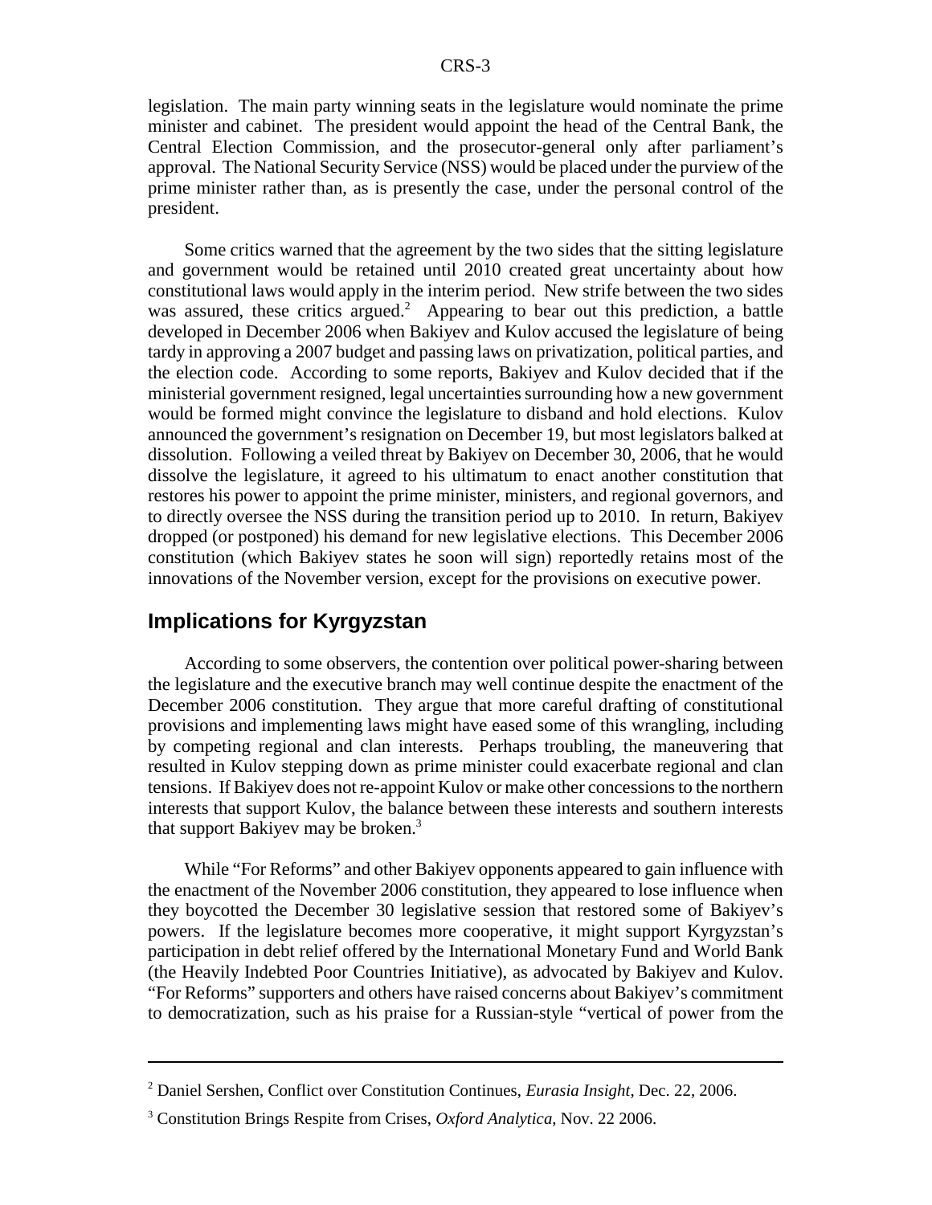legislation. The main party winning seats in the legislature would nominate the prime minister and cabinet. The president would appoint the head of the Central Bank, the Central Election Commission, and the prosecutor-general only after parliament's approval. The National Security Service (NSS) would be placed under the purview of the prime minister rather than, as is presently the case, under the personal control of the president.

Some critics warned that the agreement by the two sides that the sitting legislature and government would be retained until 2010 created great uncertainty about how constitutional laws would apply in the interim period. New strife between the two sides was assured, these critics argued.[2] Appearing to bear out this prediction, a battle developed in December 2006 when Bakiyev and Kulov accused the legislature of being tardy in approving a 2007 budget and passing laws on privatization, political parties, and the election code. According to some reports, Bakiyev and Kulov decided that if the ministerial government resigned, legal uncertainties surrounding how a new government would be formed might convince the legislature to disband and hold elections. Kulov announced the government's resignation on December 19, but most legislators balked at dissolution. Following a veiled threat by Bakiyev on December 30, 2006, that he would dissolve the legislature, it agreed to his ultimatum to enact another constitution that restores his power to appoint the prime minister, ministers, and regional governors, and to directly oversee the NSS during the transition period up to 2010. In return, Bakiyev dropped (or postponed) his demand for new legislative elections. This December 2006 constitution (which Bakiyev states he soon will sign) reportedly retains most of the innovations of the November version, except for the provisions on executive power.

## Implications for Kyrgyzstan

According to some observers, the contention over political power-sharing between the legislature and the executive branch may well continue despite the enactment of the December 2006 constitution. They argue that more careful drafting of constitutional provisions and implementing laws might have eased some of this wrangling, including by competing regional and clan interests. Perhaps troubling, the maneuvering that resulted in Kulov stepping down as prime minister could exacerbate regional and clan tensions. If Bakiyev does not re-appoint Kulov or make other concessions to the northern interests that support Kulov, the balance between these interests and southern interests that support Bakiyev may be broken.[3]

While "For Reforms" and other Bakiyev opponents appeared to gain influence with the enactment of the November 2006 constitution, they appeared to lose influence when they boycotted the December 30 legislative session that restored some of Bakiyev's powers. If the legislature becomes more cooperative, it might support Kyrgyzstan's participation in debt relief offered by the International Monetary Fund and World Bank (the Heavily Indebted Poor Countries Initiative), as advocated by Bakiyev and Kulov. "For Reforms" supporters and others have raised concerns about Bakiyev's commitment to democratization, such as his praise for a Russian-style "vertical of power from the

---

[2] Daniel Sershen, Conflict over Constitution Continues, *Eurasia Insight*, Dec. 22, 2006.

[3] Constitution Brings Respite from Crises, *Oxford Analytica*, Nov. 22 2006.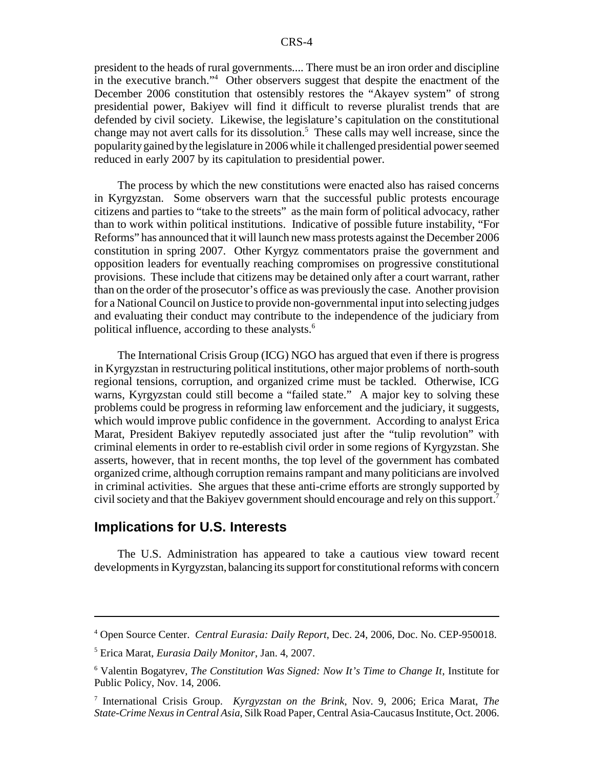president to the heads of rural governments.... There must be an iron order and discipline in the executive branch."[4] Other observers suggest that despite the enactment of the December 2006 constitution that ostensibly restores the "Akayev system" of strong presidential power, Bakiyev will find it difficult to reverse pluralist trends that are defended by civil society. Likewise, the legislature's capitulation on the constitutional change may not avert calls for its dissolution.[5] These calls may well increase, since the popularity gained by the legislature in 2006 while it challenged presidential power seemed reduced in early 2007 by its capitulation to presidential power.

The process by which the new constitutions were enacted also has raised concerns in Kyrgyzstan. Some observers warn that the successful public protests encourage citizens and parties to "take to the streets" as the main form of political advocacy, rather than to work within political institutions. Indicative of possible future instability, "For Reforms" has announced that it will launch new mass protests against the December 2006 constitution in spring 2007. Other Kyrgyz commentators praise the government and opposition leaders for eventually reaching compromises on progressive constitutional provisions. These include that citizens may be detained only after a court warrant, rather than on the order of the prosecutor's office as was previously the case. Another provision for a National Council on Justice to provide non-governmental input into selecting judges and evaluating their conduct may contribute to the independence of the judiciary from political influence, according to these analysts.[6]

The International Crisis Group (ICG) NGO has argued that even if there is progress in Kyrgyzstan in restructuring political institutions, other major problems of north-south regional tensions, corruption, and organized crime must be tackled. Otherwise, ICG warns, Kyrgyzstan could still become a "failed state." A major key to solving these problems could be progress in reforming law enforcement and the judiciary, it suggests, which would improve public confidence in the government. According to analyst Erica Marat, President Bakiyev reputedly associated just after the "tulip revolution" with criminal elements in order to re-establish civil order in some regions of Kyrgyzstan. She asserts, however, that in recent months, the top level of the government has combated organized crime, although corruption remains rampant and many politicians are involved in criminal activities. She argues that these anti-crime efforts are strongly supported by civil society and that the Bakiyev government should encourage and rely on this support.[7]

## Implications for U.S. Interests

The U.S. Administration has appeared to take a cautious view toward recent developments in Kyrgyzstan, balancing its support for constitutional reforms with concern

---

[4] Open Source Center. *Central Eurasia: Daily Report*, Dec. 24, 2006, Doc. No. CEP-950018.

[5] Erica Marat, *Eurasia Daily Monitor*, Jan. 4, 2007.

[6] Valentin Bogatyrev, *The Constitution Was Signed: Now It's Time to Change It*, Institute for Public Policy, Nov. 14, 2006.

[7] International Crisis Group. *Kyrgyzstan on the Brink*, Nov. 9, 2006; Erica Marat, *The State-Crime Nexus in Central Asia*, Silk Road Paper, Central Asia-Caucasus Institute, Oct. 2006.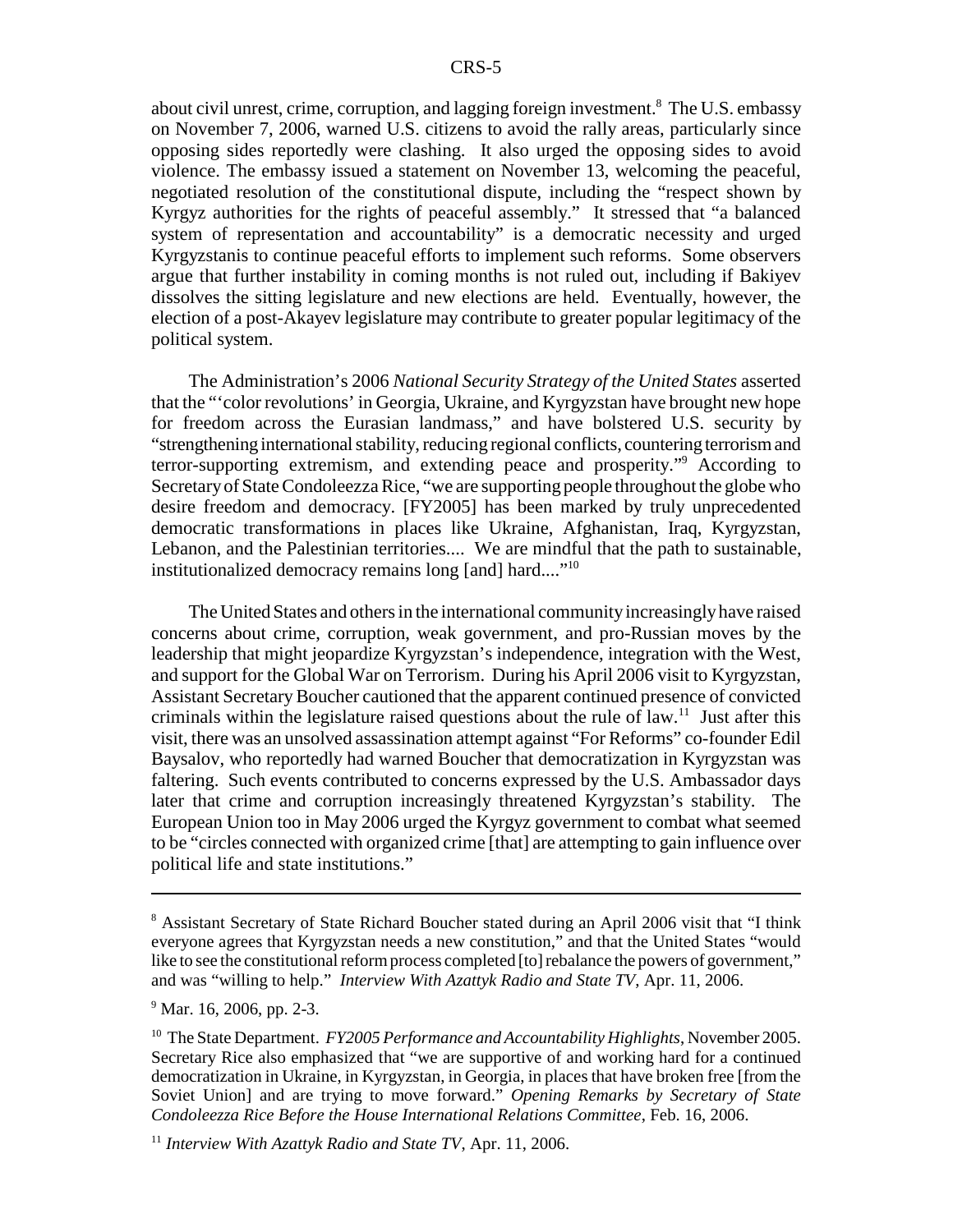about civil unrest, crime, corruption, and lagging foreign investment.[8] The U.S. embassy on November 7, 2006, warned U.S. citizens to avoid the rally areas, particularly since opposing sides reportedly were clashing. It also urged the opposing sides to avoid violence. The embassy issued a statement on November 13, welcoming the peaceful, negotiated resolution of the constitutional dispute, including the "respect shown by Kyrgyz authorities for the rights of peaceful assembly." It stressed that "a balanced system of representation and accountability" is a democratic necessity and urged Kyrgyzstanis to continue peaceful efforts to implement such reforms. Some observers argue that further instability in coming months is not ruled out, including if Bakiyev dissolves the sitting legislature and new elections are held. Eventually, however, the election of a post-Akayev legislature may contribute to greater popular legitimacy of the political system.

The Administration's 2006 *National Security Strategy of the United States* asserted that the "'color revolutions' in Georgia, Ukraine, and Kyrgyzstan have brought new hope for freedom across the Eurasian landmass," and have bolstered U.S. security by "strengthening international stability, reducing regional conflicts, countering terrorism and terror-supporting extremism, and extending peace and prosperity."[9] According to Secretary of State Condoleezza Rice, "we are supporting people throughout the globe who desire freedom and democracy. [FY2005] has been marked by truly unprecedented democratic transformations in places like Ukraine, Afghanistan, Iraq, Kyrgyzstan, Lebanon, and the Palestinian territories.... We are mindful that the path to sustainable, institutionalized democracy remains long [and] hard...."[10]

The United States and others in the international community increasingly have raised concerns about crime, corruption, weak government, and pro-Russian moves by the leadership that might jeopardize Kyrgyzstan's independence, integration with the West, and support for the Global War on Terrorism. During his April 2006 visit to Kyrgyzstan, Assistant Secretary Boucher cautioned that the apparent continued presence of convicted criminals within the legislature raised questions about the rule of law.[11] Just after this visit, there was an unsolved assassination attempt against "For Reforms" co-founder Edil Baysalov, who reportedly had warned Boucher that democratization in Kyrgyzstan was faltering. Such events contributed to concerns expressed by the U.S. Ambassador days later that crime and corruption increasingly threatened Kyrgyzstan's stability. The European Union too in May 2006 urged the Kyrgyz government to combat what seemed to be "circles connected with organized crime [that] are attempting to gain influence over political life and state institutions."

---

[8] Assistant Secretary of State Richard Boucher stated during an April 2006 visit that "I think everyone agrees that Kyrgyzstan needs a new constitution," and that the United States "would like to see the constitutional reform process completed [to] rebalance the powers of government," and was "willing to help." *Interview With Azattyk Radio and State TV*, Apr. 11, 2006.

[9] Mar. 16, 2006, pp. 2-3.

[10] The State Department. *FY2005 Performance and Accountability Highlights*, November 2005. Secretary Rice also emphasized that "we are supportive of and working hard for a continued democratization in Ukraine, in Kyrgyzstan, in Georgia, in places that have broken free [from the Soviet Union] and are trying to move forward." *Opening Remarks by Secretary of State Condoleezza Rice Before the House International Relations Committee*, Feb. 16, 2006.

[11] *Interview With Azattyk Radio and State TV*, Apr. 11, 2006.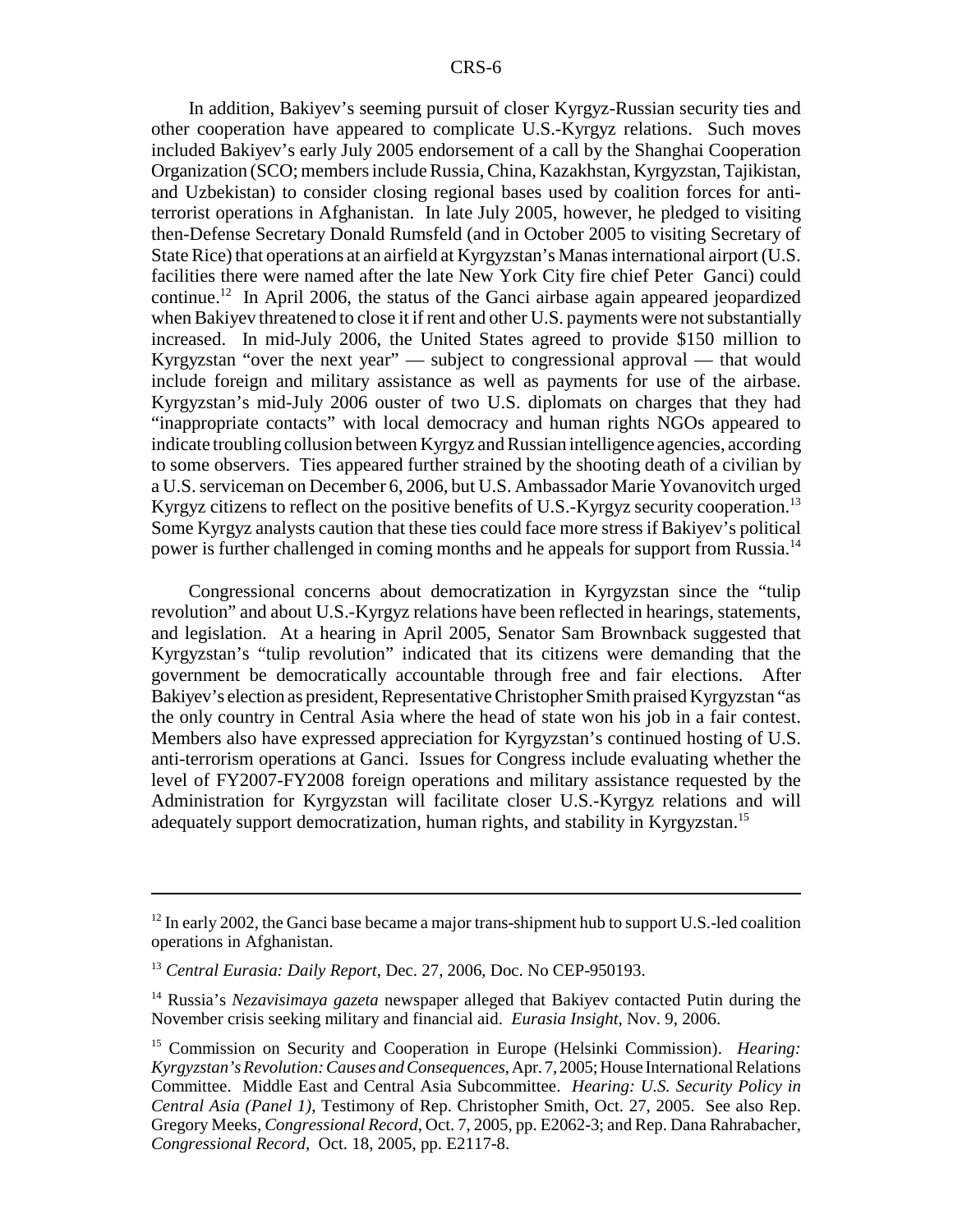In addition, Bakiyev's seeming pursuit of closer Kyrgyz-Russian security ties and other cooperation have appeared to complicate U.S.-Kyrgyz relations. Such moves included Bakiyev's early July 2005 endorsement of a call by the Shanghai Cooperation Organization (SCO; members include Russia, China, Kazakhstan, Kyrgyzstan, Tajikistan, and Uzbekistan) to consider closing regional bases used by coalition forces for anti-terrorist operations in Afghanistan. In late July 2005, however, he pledged to visiting then-Defense Secretary Donald Rumsfeld (and in October 2005 to visiting Secretary of State Rice) that operations at an airfield at Kyrgyzstan's Manas international airport (U.S. facilities there were named after the late New York City fire chief Peter Ganci) could continue.[12] In April 2006, the status of the Ganci airbase again appeared jeopardized when Bakiyev threatened to close it if rent and other U.S. payments were not substantially increased. In mid-July 2006, the United States agreed to provide \$150 million to Kyrgyzstan "over the next year" — subject to congressional approval — that would include foreign and military assistance as well as payments for use of the airbase. Kyrgyzstan's mid-July 2006 ouster of two U.S. diplomats on charges that they had "inappropriate contacts" with local democracy and human rights NGOs appeared to indicate troubling collusion between Kyrgyz and Russian intelligence agencies, according to some observers. Ties appeared further strained by the shooting death of a civilian by a U.S. serviceman on December 6, 2006, but U.S. Ambassador Marie Yovanovitch urged Kyrgyz citizens to reflect on the positive benefits of U.S.-Kyrgyz security cooperation.[13] Some Kyrgyz analysts caution that these ties could face more stress if Bakiyev's political power is further challenged in coming months and he appeals for support from Russia.[14]

Congressional concerns about democratization in Kyrgyzstan since the "tulip revolution" and about U.S.-Kyrgyz relations have been reflected in hearings, statements, and legislation. At a hearing in April 2005, Senator Sam Brownback suggested that Kyrgyzstan's "tulip revolution" indicated that its citizens were demanding that the government be democratically accountable through free and fair elections. After Bakiyev's election as president, Representative Christopher Smith praised Kyrgyzstan "as the only country in Central Asia where the head of state won his job in a fair contest. Members also have expressed appreciation for Kyrgyzstan's continued hosting of U.S. anti-terrorism operations at Ganci. Issues for Congress include evaluating whether the level of FY2007-FY2008 foreign operations and military assistance requested by the Administration for Kyrgyzstan will facilitate closer U.S.-Kyrgyz relations and will adequately support democratization, human rights, and stability in Kyrgyzstan.[15]

---

[12] In early 2002, the Ganci base became a major trans-shipment hub to support U.S.-led coalition operations in Afghanistan.

[13] *Central Eurasia: Daily Report*, Dec. 27, 2006, Doc. No CEP-950193.

[14] Russia's *Nezavisimaya gazeta* newspaper alleged that Bakiyev contacted Putin during the November crisis seeking military and financial aid. *Eurasia Insight*, Nov. 9, 2006.

[15] Commission on Security and Cooperation in Europe (Helsinki Commission). *Hearing: Kyrgyzstan's Revolution: Causes and Consequences*, Apr. 7, 2005; House International Relations Committee. Middle East and Central Asia Subcommittee. *Hearing: U.S. Security Policy in Central Asia (Panel 1)*, Testimony of Rep. Christopher Smith, Oct. 27, 2005. See also Rep. Gregory Meeks, *Congressional Record*, Oct. 7, 2005, pp. E2062-3; and Rep. Dana Rahrabacher, *Congressional Record*, Oct. 18, 2005, pp. E2117-8.